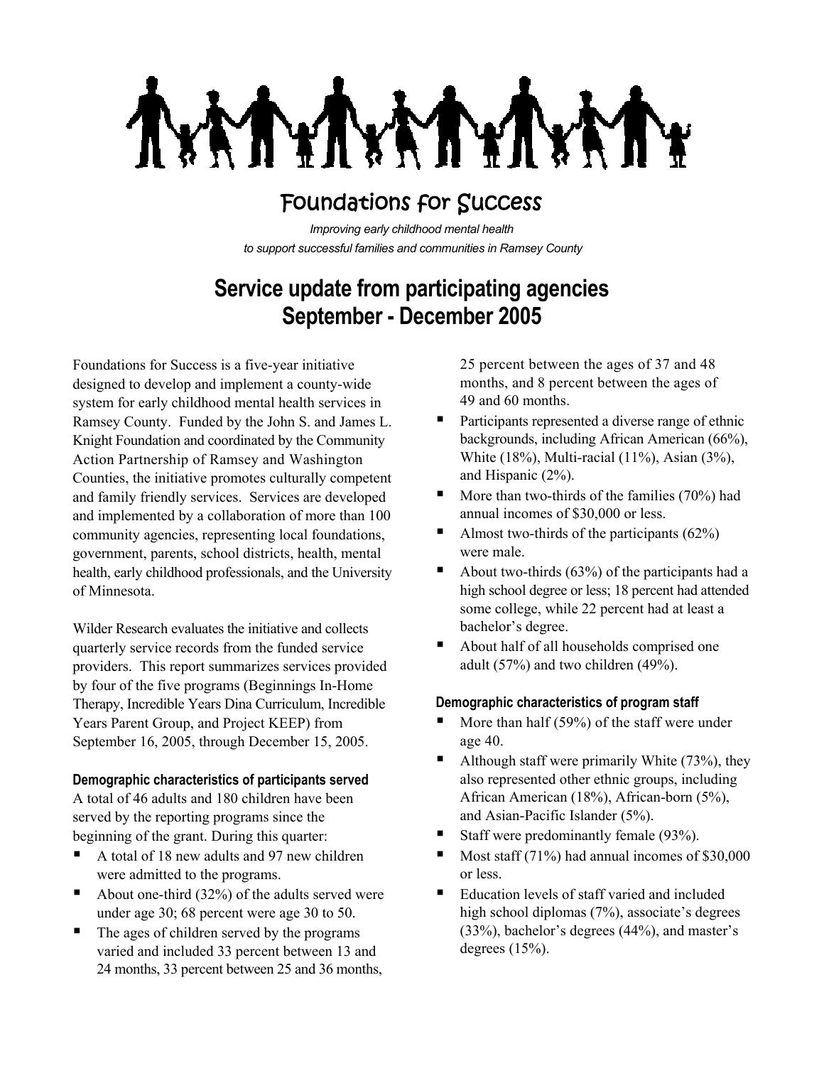# Foundations for Success

*Improving early childhood mental health*
*to support successful families and communities in Ramsey County*

## Service update from participating agencies
## September - December 2005

Foundations for Success is a five-year initiative designed to develop and implement a county-wide system for early childhood mental health services in Ramsey County. Funded by the John S. and James L. Knight Foundation and coordinated by the Community Action Partnership of Ramsey and Washington Counties, the initiative promotes culturally competent and family friendly services. Services are developed and implemented by a collaboration of more than 100 community agencies, representing local foundations, government, parents, school districts, health, mental health, early childhood professionals, and the University of Minnesota.

Wilder Research evaluates the initiative and collects quarterly service records from the funded service providers. This report summarizes services provided by four of the five programs (Beginnings In-Home Therapy, Incredible Years Dina Curriculum, Incredible Years Parent Group, and Project KEEP) from September 16, 2005, through December 15, 2005.

#### Demographic characteristics of participants served

A total of 46 adults and 180 children have been served by the reporting programs since the beginning of the grant. During this quarter:

- A total of 18 new adults and 97 new children were admitted to the programs.
- About one-third (32%) of the adults served were under age 30; 68 percent were age 30 to 50.
- The ages of children served by the programs varied and included 33 percent between 13 and 24 months, 33 percent between 25 and 36 months, 25 percent between the ages of 37 and 48 months, and 8 percent between the ages of 49 and 60 months.
- Participants represented a diverse range of ethnic backgrounds, including African American (66%), White (18%), Multi-racial (11%), Asian (3%), and Hispanic (2%).
- More than two-thirds of the families (70%) had annual incomes of $30,000 or less.
- Almost two-thirds of the participants (62%) were male.
- About two-thirds (63%) of the participants had a high school degree or less; 18 percent had attended some college, while 22 percent had at least a bachelor's degree.
- About half of all households comprised one adult (57%) and two children (49%).

#### Demographic characteristics of program staff

- More than half (59%) of the staff were under age 40.
- Although staff were primarily White (73%), they also represented other ethnic groups, including African American (18%), African-born (5%), and Asian-Pacific Islander (5%).
- Staff were predominantly female (93%).
- Most staff (71%) had annual incomes of $30,000 or less.
- Education levels of staff varied and included high school diplomas (7%), associate's degrees (33%), bachelor's degrees (44%), and master's degrees (15%).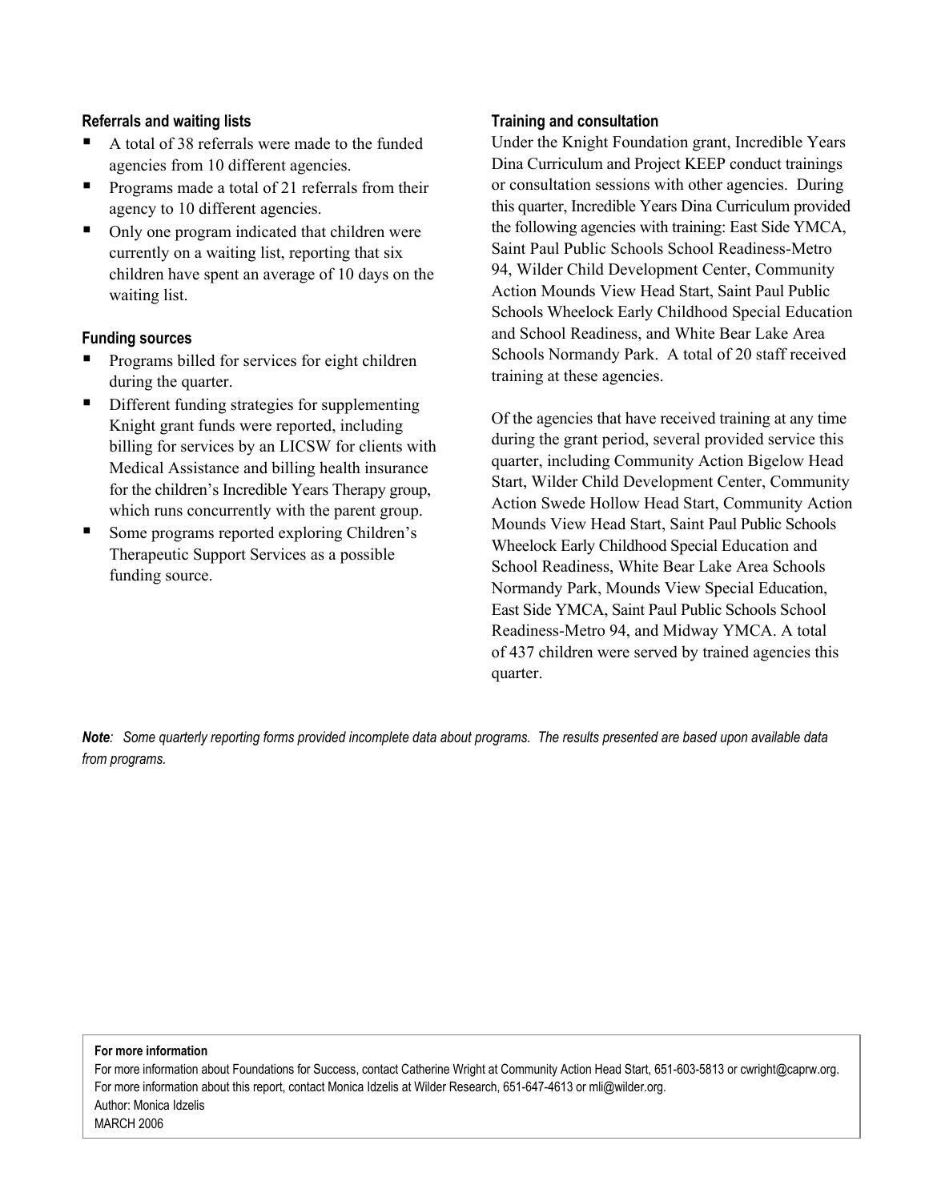### Referrals and waiting lists

- A total of 38 referrals were made to the funded agencies from 10 different agencies.
- Programs made a total of 21 referrals from their agency to 10 different agencies.
- Only one program indicated that children were currently on a waiting list, reporting that six children have spent an average of 10 days on the waiting list.

### Funding sources

- Programs billed for services for eight children during the quarter.
- Different funding strategies for supplementing Knight grant funds were reported, including billing for services by an LICSW for clients with Medical Assistance and billing health insurance for the children's Incredible Years Therapy group, which runs concurrently with the parent group.
- Some programs reported exploring Children's Therapeutic Support Services as a possible funding source.

### Training and consultation

Under the Knight Foundation grant, Incredible Years Dina Curriculum and Project KEEP conduct trainings or consultation sessions with other agencies. During this quarter, Incredible Years Dina Curriculum provided the following agencies with training: East Side YMCA, Saint Paul Public Schools School Readiness-Metro 94, Wilder Child Development Center, Community Action Mounds View Head Start, Saint Paul Public Schools Wheelock Early Childhood Special Education and School Readiness, and White Bear Lake Area Schools Normandy Park. A total of 20 staff received training at these agencies.

Of the agencies that have received training at any time during the grant period, several provided service this quarter, including Community Action Bigelow Head Start, Wilder Child Development Center, Community Action Swede Hollow Head Start, Community Action Mounds View Head Start, Saint Paul Public Schools Wheelock Early Childhood Special Education and School Readiness, White Bear Lake Area Schools Normandy Park, Mounds View Special Education, East Side YMCA, Saint Paul Public Schools School Readiness-Metro 94, and Midway YMCA. A total of 437 children were served by trained agencies this quarter.

***Note**: Some quarterly reporting forms provided incomplete data about programs. The results presented are based upon available data from programs.*

**For more information**

For more information about Foundations for Success, contact Catherine Wright at Community Action Head Start, 651-603-5813 or cwright@caprw.org.
For more information about this report, contact Monica Idzelis at Wilder Research, 651-647-4613 or mli@wilder.org.
Author: Monica Idzelis
MARCH 2006